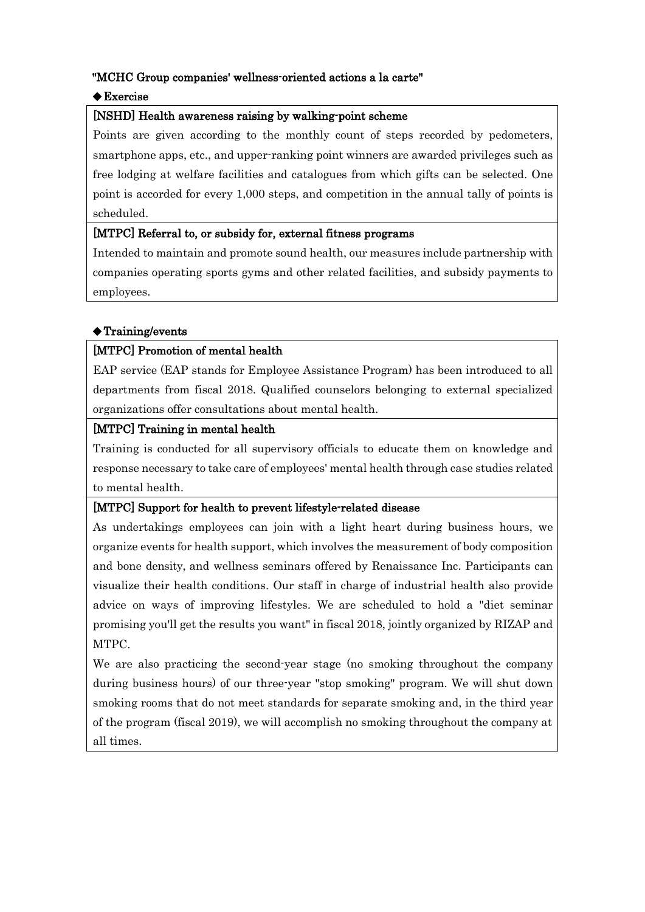**"MCHC Group companies' wellness-oriented actions a la carte"**

**◆Exercise**

**[NSHD] Health awareness raising by walking-point scheme**

Points are given according to the monthly count of steps recorded by pedometers, smartphone apps, etc., and upper-ranking point winners are awarded privileges such as free lodging at welfare facilities and catalogues from which gifts can be selected. One point is accorded for every 1,000 steps, and competition in the annual tally of points is scheduled.

**[MTPC] Referral to, or subsidy for, external fitness programs**

Intended to maintain and promote sound health, our measures include partnership with companies operating sports gyms and other related facilities, and subsidy payments to employees.

**◆Training/events**

**[MTPC] Promotion of mental health**

EAP service (EAP stands for Employee Assistance Program) has been introduced to all departments from fiscal 2018. Qualified counselors belonging to external specialized organizations offer consultations about mental health.

**[MTPC] Training in mental health**

Training is conducted for all supervisory officials to educate them on knowledge and response necessary to take care of employees' mental health through case studies related to mental health.

**[MTPC] Support for health to prevent lifestyle-related disease**

As undertakings employees can join with a light heart during business hours, we organize events for health support, which involves the measurement of body composition and bone density, and wellness seminars offered by Renaissance Inc. Participants can visualize their health conditions. Our staff in charge of industrial health also provide advice on ways of improving lifestyles. We are scheduled to hold a "diet seminar promising you'll get the results you want" in fiscal 2018, jointly organized by RIZAP and MTPC.

We are also practicing the second-year stage (no smoking throughout the company during business hours) of our three-year "stop smoking" program. We will shut down smoking rooms that do not meet standards for separate smoking and, in the third year of the program (fiscal 2019), we will accomplish no smoking throughout the company at all times.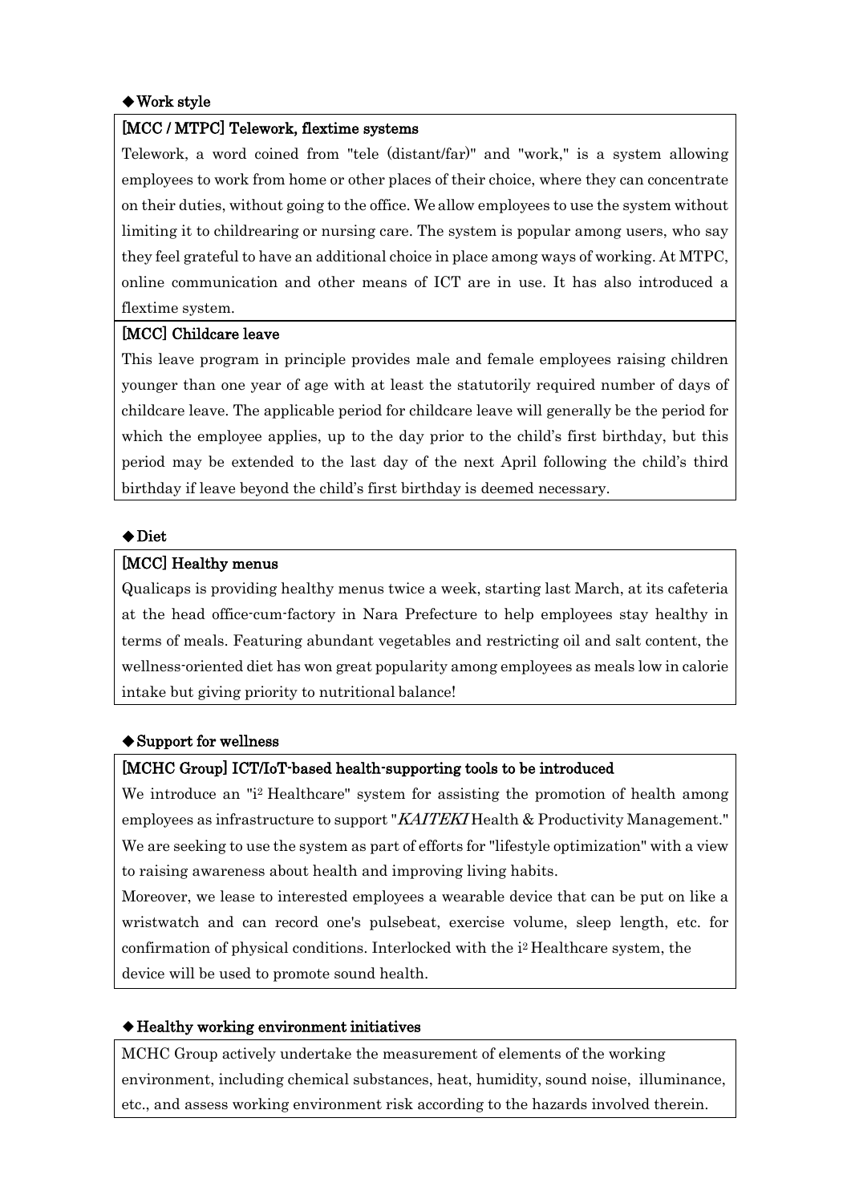◆Work style

**[MCC / MTPC] Telework, flextime systems**

Telework, a word coined from "tele (distant/far)" and "work," is a system allowing employees to work from home or other places of their choice, where they can concentrate on their duties, without going to the office. We allow employees to use the system without limiting it to childrearing or nursing care. The system is popular among users, who say they feel grateful to have an additional choice in place among ways of working. At MTPC, online communication and other means of ICT are in use. It has also introduced a flextime system.

**[MCC] Childcare leave**

This leave program in principle provides male and female employees raising children younger than one year of age with at least the statutorily required number of days of childcare leave. The applicable period for childcare leave will generally be the period for which the employee applies, up to the day prior to the child's first birthday, but this period may be extended to the last day of the next April following the child's third birthday if leave beyond the child's first birthday is deemed necessary.

◆Diet

**[MCC] Healthy menus**

Qualicaps is providing healthy menus twice a week, starting last March, at its cafeteria at the head office-cum-factory in Nara Prefecture to help employees stay healthy in terms of meals. Featuring abundant vegetables and restricting oil and salt content, the wellness-oriented diet has won great popularity among employees as meals low in calorie intake but giving priority to nutritional balance!

◆Support for wellness

**[MCHC Group] ICT/IoT-based health-supporting tools to be introduced**

We introduce an "i$^2$ Healthcare" system for assisting the promotion of health among employees as infrastructure to support "*KAITEKI* Health & Productivity Management." We are seeking to use the system as part of efforts for "lifestyle optimization" with a view to raising awareness about health and improving living habits.

Moreover, we lease to interested employees a wearable device that can be put on like a wristwatch and can record one's pulsebeat, exercise volume, sleep length, etc. for confirmation of physical conditions. Interlocked with the i$^2$ Healthcare system, the device will be used to promote sound health.

◆Healthy working environment initiatives

MCHC Group actively undertake the measurement of elements of the working environment, including chemical substances, heat, humidity, sound noise, illuminance, etc., and assess working environment risk according to the hazards involved therein.